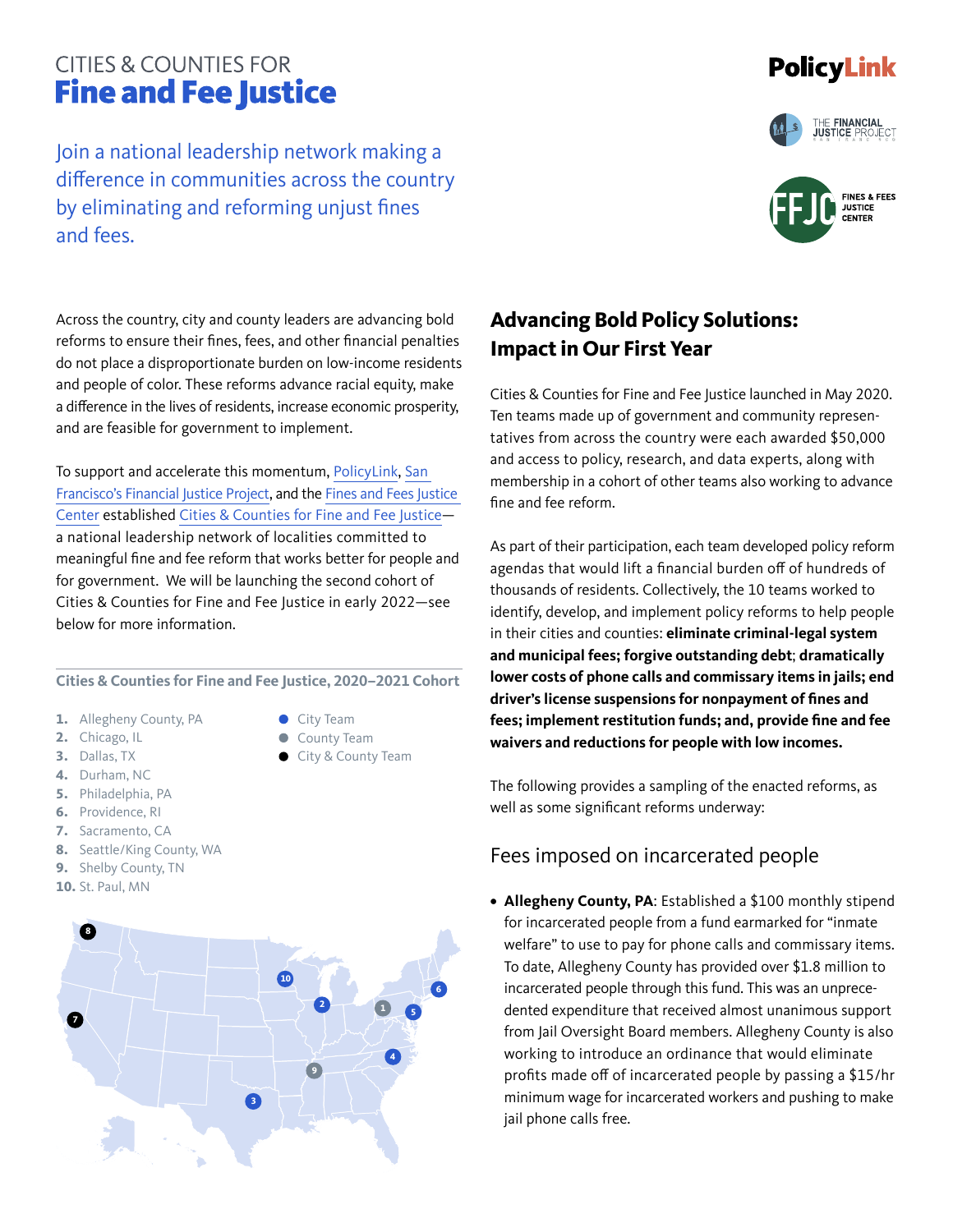CITIES & COUNTIES FOR

# Fine and Fee Justice

PolicyLink

THE FINANCIAL JUSTICE PROJECT

FFJC FINES & FEES JUSTICE CENTER

Join a national leadership network making a difference in communities across the country by eliminating and reforming unjust fines and fees.

Across the country, city and county leaders are advancing bold reforms to ensure their fines, fees, and other financial penalties do not place a disproportionate burden on low-income residents and people of color. These reforms advance racial equity, make a difference in the lives of residents, increase economic prosperity, and are feasible for government to implement.

To support and accelerate this momentum, PolicyLink, San Francisco's Financial Justice Project, and the Fines and Fees Justice Center established Cities & Counties for Fine and Fee Justice—a national leadership network of localities committed to meaningful fine and fee reform that works better for people and for government. We will be launching the second cohort of Cities & Counties for Fine and Fee Justice in early 2022—see below for more information.

**Cities & Counties for Fine and Fee Justice, 2020–2021 Cohort**

1. Allegheny County, PA
2. Chicago, IL
3. Dallas, TX
4. Durham, NC
5. Philadelphia, PA
6. Providence, RI
7. Sacramento, CA
8. Seattle/King County, WA
9. Shelby County, TN
10. St. Paul, MN

- City Team
- County Team
- City & County Team

## Advancing Bold Policy Solutions: Impact in Our First Year

Cities & Counties for Fine and Fee Justice launched in May 2020. Ten teams made up of government and community representatives from across the country were each awarded $50,000 and access to policy, research, and data experts, along with membership in a cohort of other teams also working to advance fine and fee reform.

As part of their participation, each team developed policy reform agendas that would lift a financial burden off of hundreds of thousands of residents. Collectively, the 10 teams worked to identify, develop, and implement policy reforms to help people in their cities and counties: **eliminate criminal-legal system and municipal fees; forgive outstanding debt**; **dramatically lower costs of phone calls and commissary items in jails; end driver's license suspensions for nonpayment of fines and fees; implement restitution funds; and, provide fine and fee waivers and reductions for people with low incomes.**

The following provides a sampling of the enacted reforms, as well as some significant reforms underway:

### Fees imposed on incarcerated people

- **Allegheny County, PA**: Established a $100 monthly stipend for incarcerated people from a fund earmarked for "inmate welfare" to use to pay for phone calls and commissary items. To date, Allegheny County has provided over $1.8 million to incarcerated people through this fund. This was an unprecedented expenditure that received almost unanimous support from Jail Oversight Board members. Allegheny County is also working to introduce an ordinance that would eliminate profits made off of incarcerated people by passing a $15/hr minimum wage for incarcerated workers and pushing to make jail phone calls free.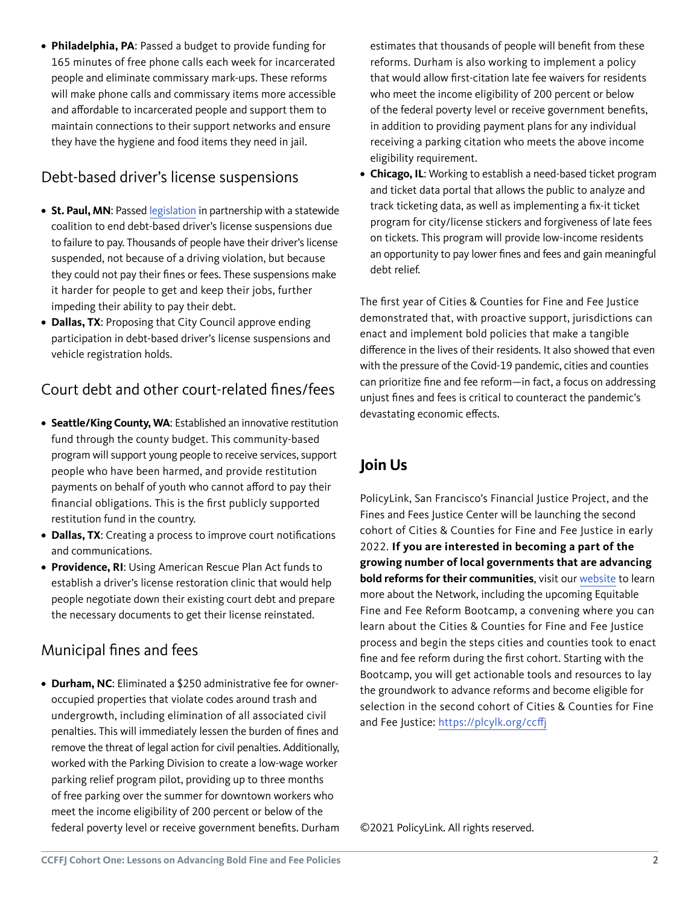- **Philadelphia, PA**: Passed a budget to provide funding for 165 minutes of free phone calls each week for incarcerated people and eliminate commissary mark-ups. These reforms will make phone calls and commissary items more accessible and affordable to incarcerated people and support them to maintain connections to their support networks and ensure they have the hygiene and food items they need in jail.

## Debt-based driver's license suspensions

- **St. Paul, MN**: Passed legislation in partnership with a statewide coalition to end debt-based driver's license suspensions due to failure to pay. Thousands of people have their driver's license suspended, not because of a driving violation, but because they could not pay their fines or fees. These suspensions make it harder for people to get and keep their jobs, further impeding their ability to pay their debt.
- **Dallas, TX**: Proposing that City Council approve ending participation in debt-based driver's license suspensions and vehicle registration holds.

## Court debt and other court-related fines/fees

- **Seattle/King County, WA**: Established an innovative restitution fund through the county budget. This community-based program will support young people to receive services, support people who have been harmed, and provide restitution payments on behalf of youth who cannot afford to pay their financial obligations. This is the first publicly supported restitution fund in the country.
- **Dallas, TX**: Creating a process to improve court notifications and communications.
- **Providence, RI**: Using American Rescue Plan Act funds to establish a driver's license restoration clinic that would help people negotiate down their existing court debt and prepare the necessary documents to get their license reinstated.

## Municipal fines and fees

- **Durham, NC**: Eliminated a $250 administrative fee for owner-occupied properties that violate codes around trash and undergrowth, including elimination of all associated civil penalties. This will immediately lessen the burden of fines and remove the threat of legal action for civil penalties. Additionally, worked with the Parking Division to create a low-wage worker parking relief program pilot, providing up to three months of free parking over the summer for downtown workers who meet the income eligibility of 200 percent or below of the federal poverty level or receive government benefits. Durham estimates that thousands of people will benefit from these reforms. Durham is also working to implement a policy that would allow first-citation late fee waivers for residents who meet the income eligibility of 200 percent or below of the federal poverty level or receive government benefits, in addition to providing payment plans for any individual receiving a parking citation who meets the above income eligibility requirement.
- **Chicago, IL**: Working to establish a need-based ticket program and ticket data portal that allows the public to analyze and track ticketing data, as well as implementing a fix-it ticket program for city/license stickers and forgiveness of late fees on tickets. This program will provide low-income residents an opportunity to pay lower fines and fees and gain meaningful debt relief.

The first year of Cities & Counties for Fine and Fee Justice demonstrated that, with proactive support, jurisdictions can enact and implement bold policies that make a tangible difference in the lives of their residents. It also showed that even with the pressure of the Covid-19 pandemic, cities and counties can prioritize fine and fee reform—in fact, a focus on addressing unjust fines and fees is critical to counteract the pandemic's devastating economic effects.

# Join Us

PolicyLink, San Francisco's Financial Justice Project, and the Fines and Fees Justice Center will be launching the second cohort of Cities & Counties for Fine and Fee Justice in early 2022. **If you are interested in becoming a part of the growing number of local governments that are advancing bold reforms for their communities**, visit our website to learn more about the Network, including the upcoming Equitable Fine and Fee Reform Bootcamp, a convening where you can learn about the Cities & Counties for Fine and Fee Justice process and begin the steps cities and counties took to enact fine and fee reform during the first cohort. Starting with the Bootcamp, you will get actionable tools and resources to lay the groundwork to advance reforms and become eligible for selection in the second cohort of Cities & Counties for Fine and Fee Justice: https://plcylk.org/ccffj

©2021 PolicyLink. All rights reserved.